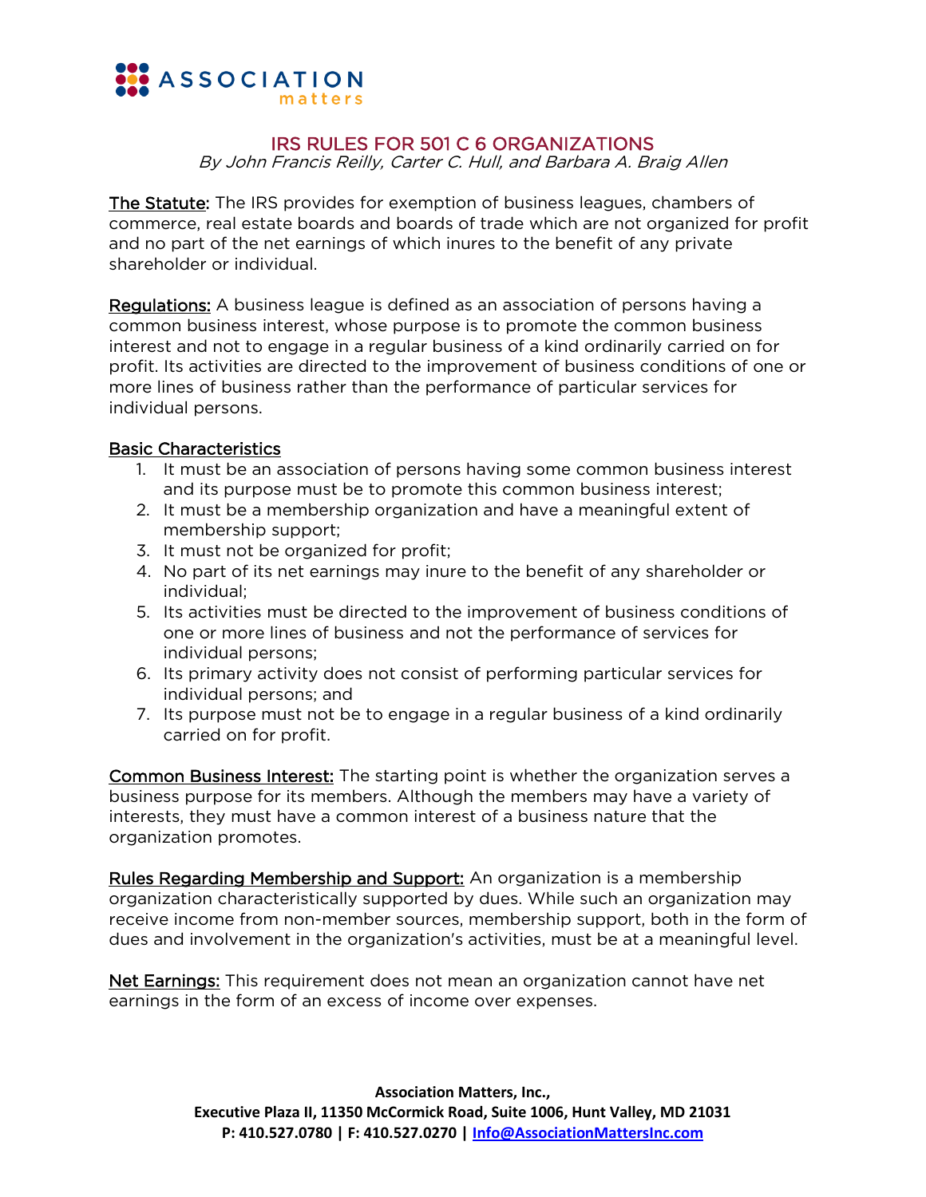# IRS RULES FOR 501 C 6 ORGANIZATIONS

*By John Francis Reilly, Carter C. Hull, and Barbara A. Braig Allen*

The Statute: The IRS provides for exemption of business leagues, chambers of commerce, real estate boards and boards of trade which are not organized for profit and no part of the net earnings of which inures to the benefit of any private shareholder or individual.

Regulations: A business league is defined as an association of persons having a common business interest, whose purpose is to promote the common business interest and not to engage in a regular business of a kind ordinarily carried on for profit. Its activities are directed to the improvement of business conditions of one or more lines of business rather than the performance of particular services for individual persons.

## Basic Characteristics

1. It must be an association of persons having some common business interest and its purpose must be to promote this common business interest;
2. It must be a membership organization and have a meaningful extent of membership support;
3. It must not be organized for profit;
4. No part of its net earnings may inure to the benefit of any shareholder or individual;
5. Its activities must be directed to the improvement of business conditions of one or more lines of business and not the performance of services for individual persons;
6. Its primary activity does not consist of performing particular services for individual persons; and
7. Its purpose must not be to engage in a regular business of a kind ordinarily carried on for profit.

Common Business Interest: The starting point is whether the organization serves a business purpose for its members. Although the members may have a variety of interests, they must have a common interest of a business nature that the organization promotes.

Rules Regarding Membership and Support: An organization is a membership organization characteristically supported by dues. While such an organization may receive income from non-member sources, membership support, both in the form of dues and involvement in the organization's activities, must be at a meaningful level.

Net Earnings: This requirement does not mean an organization cannot have net earnings in the form of an excess of income over expenses.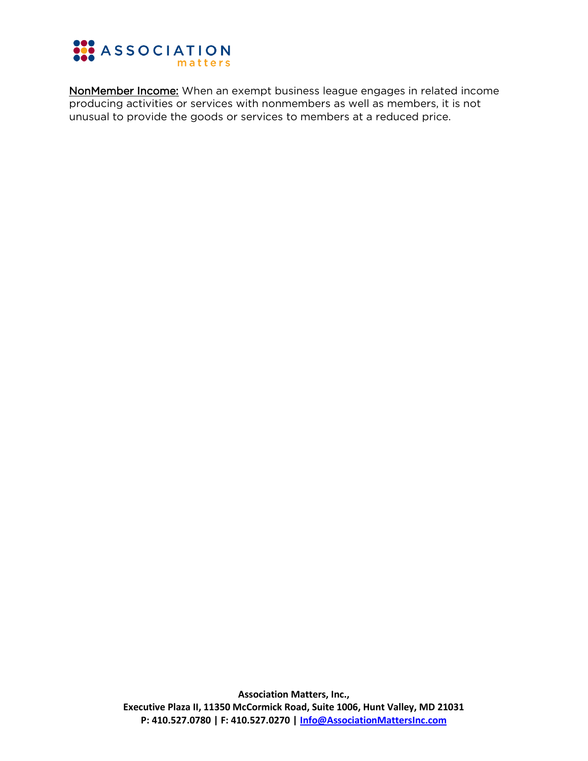<u>NonMember Income:</u> When an exempt business league engages in related income producing activities or services with nonmembers as well as members, it is not unusual to provide the goods or services to members at a reduced price.